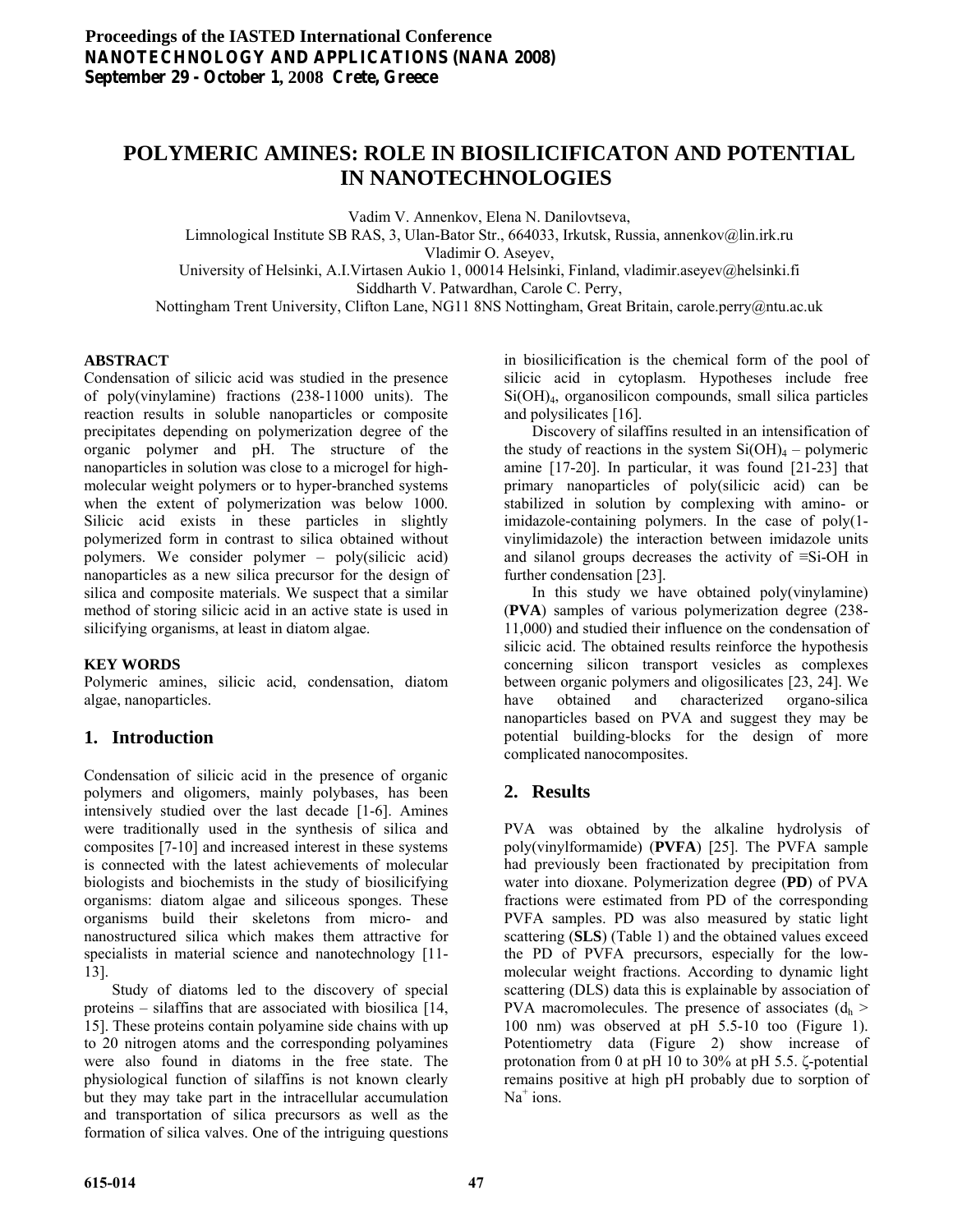# POLYMERIC AMINES: ROLE IN BIOSILICIFICATON AND POTENTIAL IN NANOTECHNOLOGIES

Vadim V. Annenkov, Elena N. Danilovtseva,
Limnological Institute SB RAS, 3, Ulan-Bator Str., 664033, Irkutsk, Russia, annenkov@lin.irk.ru
Vladimir O. Aseyev,
University of Helsinki, A.I.Virtasen Aukio 1, 00014 Helsinki, Finland, vladimir.aseyev@helsinki.fi
Siddharth V. Patwardhan, Carole C. Perry,
Nottingham Trent University, Clifton Lane, NG11 8NS Nottingham, Great Britain, carole.perry@ntu.ac.uk

**ABSTRACT**

Condensation of silicic acid was studied in the presence of poly(vinylamine) fractions (238-11000 units). The reaction results in soluble nanoparticles or composite precipitates depending on polymerization degree of the organic polymer and pH. The structure of the nanoparticles in solution was close to a microgel for high-molecular weight polymers or to hyper-branched systems when the extent of polymerization was below 1000. Silicic acid exists in these particles in slightly polymerized form in contrast to silica obtained without polymers. We consider polymer – poly(silicic acid) nanoparticles as a new silica precursor for the design of silica and composite materials. We suspect that a similar method of storing silicic acid in an active state is used in silicifying organisms, at least in diatom algae.

**KEY WORDS**

Polymeric amines, silicic acid, condensation, diatom algae, nanoparticles.

## 1. Introduction

Condensation of silicic acid in the presence of organic polymers and oligomers, mainly polybases, has been intensively studied over the last decade [1-6]. Amines were traditionally used in the synthesis of silica and composites [7-10] and increased interest in these systems is connected with the latest achievements of molecular biologists and biochemists in the study of biosilicifying organisms: diatom algae and siliceous sponges. These organisms build their skeletons from micro- and nanostructured silica which makes them attractive for specialists in material science and nanotechnology [11-13].

Study of diatoms led to the discovery of special proteins – silaffins that are associated with biosilica [14, 15]. These proteins contain polyamine side chains with up to 20 nitrogen atoms and the corresponding polyamines were also found in diatoms in the free state. The physiological function of silaffins is not known clearly but they may take part in the intracellular accumulation and transportation of silica precursors as well as the formation of silica valves. One of the intriguing questions in biosilicification is the chemical form of the pool of silicic acid in cytoplasm. Hypotheses include free $Si(OH)_4$, organosilicon compounds, small silica particles and polysilicates [16].

Discovery of silaffins resulted in an intensification of the study of reactions in the system $Si(OH)_4$ – polymeric amine [17-20]. In particular, it was found [21-23] that primary nanoparticles of poly(silicic acid) can be stabilized in solution by complexing with amino- or imidazole-containing polymers. In the case of poly(1-vinylimidazole) the interaction between imidazole units and silanol groups decreases the activity of ≡Si-OH in further condensation [23].

In this study we have obtained poly(vinylamine) (**PVA**) samples of various polymerization degree (238-11,000) and studied their influence on the condensation of silicic acid. The obtained results reinforce the hypothesis concerning silicon transport vesicles as complexes between organic polymers and oligosilicates [23, 24]. We have obtained and characterized organo-silica nanoparticles based on PVA and suggest they may be potential building-blocks for the design of more complicated nanocomposites.

## 2. Results

PVA was obtained by the alkaline hydrolysis of poly(vinylformamide) (**PVFA**) [25]. The PVFA sample had previously been fractionated by precipitation from water into dioxane. Polymerization degree (**PD**) of PVA fractions were estimated from PD of the corresponding PVFA samples. PD was also measured by static light scattering (**SLS**) (Table 1) and the obtained values exceed the PD of PVFA precursors, especially for the low-molecular weight fractions. According to dynamic light scattering (DLS) data this is explainable by association of PVA macromolecules. The presence of associates ($d_h$ > 100 nm) was observed at pH 5.5-10 too (Figure 1). Potentiometry data (Figure 2) show increase of protonation from 0 at pH 10 to 30% at pH 5.5. ζ-potential remains positive at high pH probably due to sorption of $Na^+$ ions.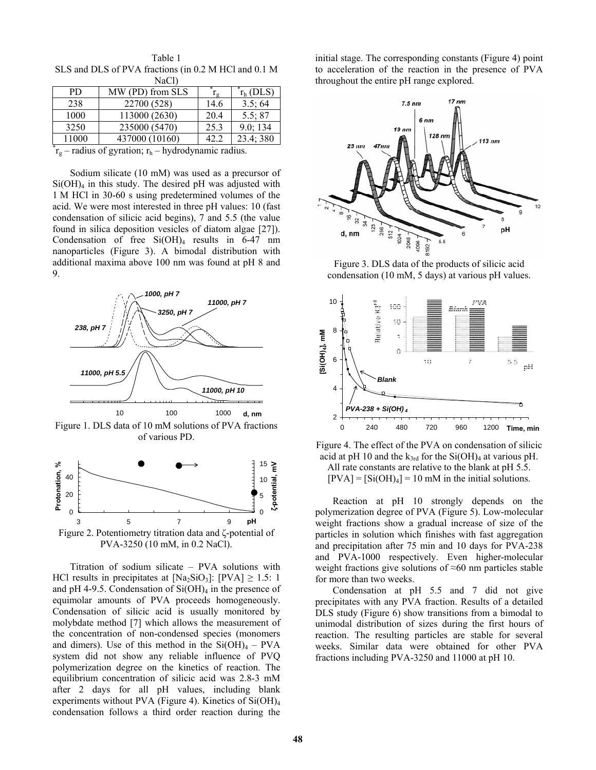Table 1
SLS and DLS of PVA fractions (in 0.2 M HCl and 0.1 M NaCl)

| PD | MW (PD) from SLS | *$r_g$ | *$r_h$ (DLS) |
|---|---|---|---|
| 238 | 22700 (528) | 14.6 | 3.5; 64 |
| 1000 | 113000 (2630) | 20.4 | 5.5; 87 |
| 3250 | 235000 (5470) | 25.3 | 9.0; 134 |
| 11000 | 437000 (10160) | 42.2 | 23.4; 380 |

*$r_g$ – radius of gyration; $r_h$ – hydrodynamic radius.

Sodium silicate (10 mM) was used as a precursor of $Si(OH)_4$ in this study. The desired pH was adjusted with 1 M HCl in 30-60 s using predetermined volumes of the acid. We were most interested in three pH values: 10 (fast condensation of silicic acid begins), 7 and 5.5 (the value found in silica deposition vesicles of diatom algae [27]). Condensation of free $Si(OH)_4$ results in 6-47 nm nanoparticles (Figure 3). A bimodal distribution with additional maxima above 100 nm was found at pH 8 and 9.

Figure 1. DLS data of 10 mM solutions of PVA fractions of various PD.

Figure 2. Potentiometry titration data and ζ-potential of PVA-3250 (10 mM, in 0.2 NaCl).

Titration of sodium silicate – PVA solutions with HCl results in precipitates at $[Na_2SiO_3]$: $[PVA] \geq 1.5$: 1 and pH 4-9.5. Condensation of $Si(OH)_4$ in the presence of equimolar amounts of PVA proceeds homogeneously. Condensation of silicic acid is usually monitored by molybdate method [7] which allows the measurement of the concentration of non-condensed species (monomers and dimers). Use of this method in the $Si(OH)_4$ – PVA system did not show any reliable influence of PVQ polymerization degree on the kinetics of reaction. The equilibrium concentration of silicic acid was 2.8-3 mM after 2 days for all pH values, including blank experiments without PVA (Figure 4). Kinetics of $Si(OH)_4$ condensation follows a third order reaction during the initial stage. The corresponding constants (Figure 4) point to acceleration of the reaction in the presence of PVA throughout the entire pH range explored.

Figure 3. DLS data of the products of silicic acid condensation (10 mM, 5 days) at various pH values.

Figure 4. The effect of the PVA on condensation of silicic acid at pH 10 and the $k_{3rd}$ for the $Si(OH)_4$ at various pH. All rate constants are relative to the blank at pH 5.5. $[PVA] = [Si(OH)_4] = 10$ mM in the initial solutions.

Reaction at pH 10 strongly depends on the polymerization degree of PVA (Figure 5). Low-molecular weight fractions show a gradual increase of size of the particles in solution which finishes with fast aggregation and precipitation after 75 min and 10 days for PVA-238 and PVA-1000 respectively. Even higher-molecular weight fractions give solutions of ≈60 nm particles stable for more than two weeks.

Condensation at pH 5.5 and 7 did not give precipitates with any PVA fraction. Results of a detailed DLS study (Figure 6) show transitions from a bimodal to unimodal distribution of sizes during the first hours of reaction. The resulting particles are stable for several weeks. Similar data were obtained for other PVA fractions including PVA-3250 and 11000 at pH 10.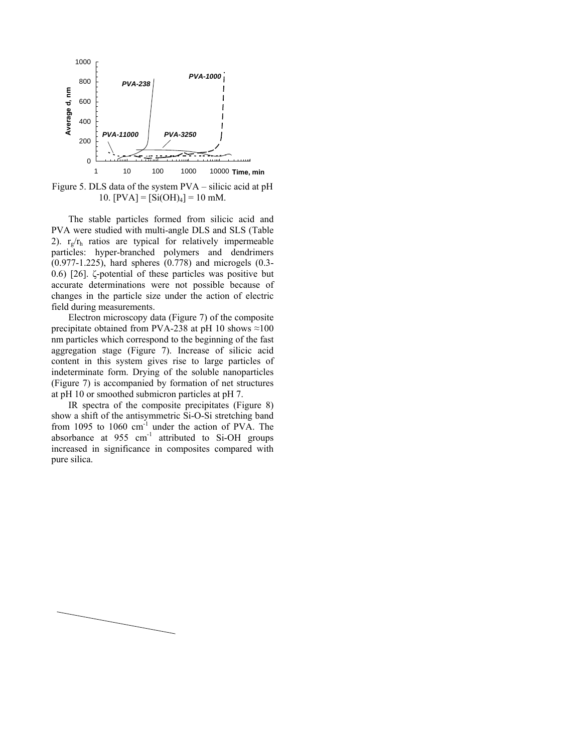Average d, nm

1000

800

600

400

200

0

1 10 100 1000 10000 Time, min

PVA-238

PVA-1000

PVA-11000

PVA-3250

Figure 5. DLS data of the system PVA – silicic acid at pH 10. [PVA] = [$Si(OH)_4$] = 10 mM.

The stable particles formed from silicic acid and PVA were studied with multi-angle DLS and SLS (Table 2). $r_g/r_h$ ratios are typical for relatively impermeable particles: hyper-branched polymers and dendrimers (0.977-1.225), hard spheres (0.778) and microgels (0.3-0.6) [26]. ζ-potential of these particles was positive but accurate determinations were not possible because of changes in the particle size under the action of electric field during measurements.

Electron microscopy data (Figure 7) of the composite precipitate obtained from PVA-238 at pH 10 shows ≈100 nm particles which correspond to the beginning of the fast aggregation stage (Figure 7). Increase of silicic acid content in this system gives rise to large particles of indeterminate form. Drying of the soluble nanoparticles (Figure 7) is accompanied by formation of net structures at pH 10 or smoothed submicron particles at pH 7.

IR spectra of the composite precipitates (Figure 8) show a shift of the antisymmetric Si-O-Si stretching band from 1095 to 1060 $cm^{-1}$ under the action of PVA. The absorbance at 955 $cm^{-1}$ attributed to Si-OH groups increased in significance in composites compared with pure silica.